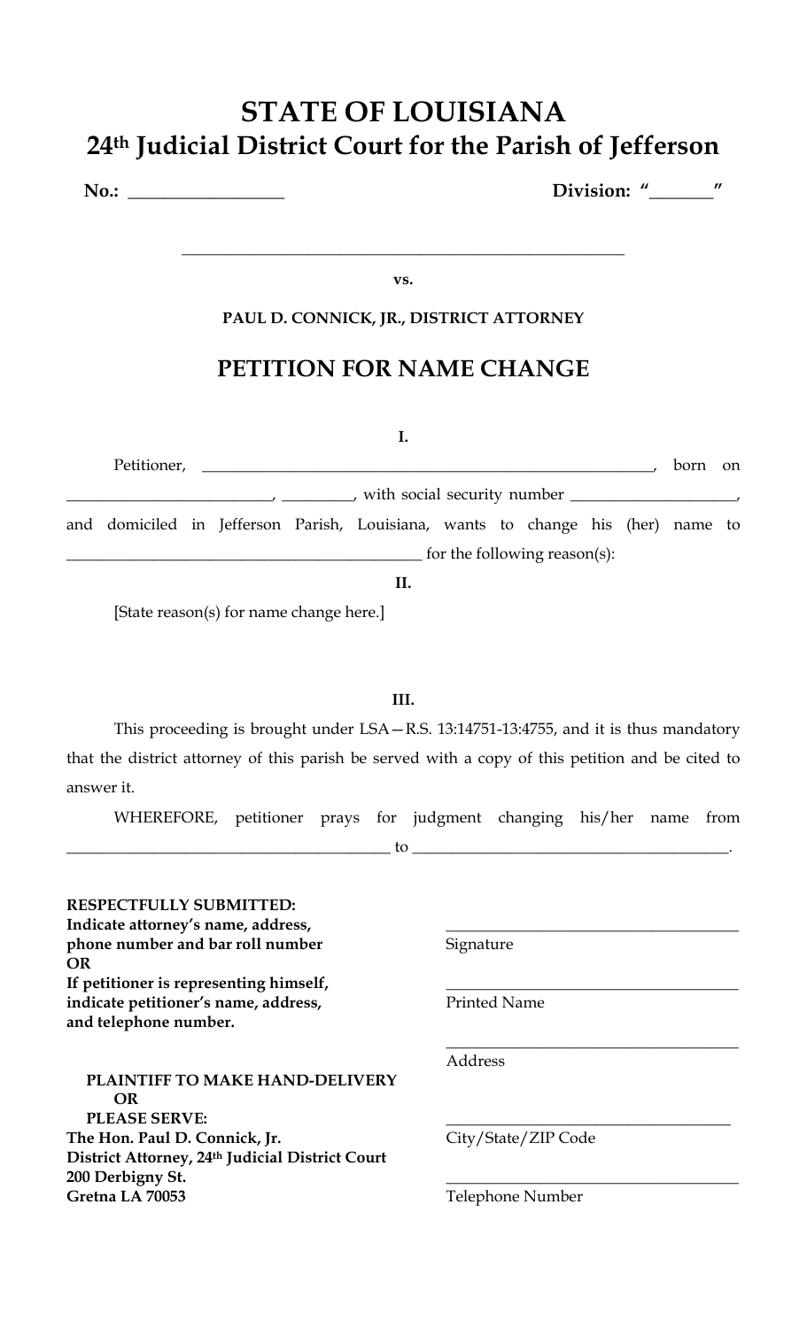# STATE OF LOUISIANA
## 24th Judicial District Court for the Parish of Jefferson

**No.: _________________** **Division: "_______"**

_____________________________________________________

**vs.**

**PAUL D. CONNICK, JR., DISTRICT ATTORNEY**

## PETITION FOR NAME CHANGE

**I.**

Petitioner, __________________________________________________________, born on _________________________, _________, with social security number ____________________, and domiciled in Jefferson Parish, Louisiana, wants to change his (her) name to _____________________________________________ for the following reason(s):

**II.**

[State reason(s) for name change here.]

**III.**

This proceeding is brought under LSA—R.S. 13:14751-13:4755, and it is thus mandatory that the district attorney of this parish be served with a copy of this petition and be cited to answer it.

WHEREFORE, petitioner prays for judgment changing his/her name from _________________________________________ to ________________________________________.

**RESPECTFULLY SUBMITTED:**
**Indicate attorney's name, address, phone number and bar roll number**
**OR**
**If petitioner is representing himself, indicate petitioner's name, address, and telephone number.**

_____________________________________
Signature

_____________________________________
Printed Name

_____________________________________
Address

_____________________________________
City/State/ZIP Code

_____________________________________
Telephone Number

**PLAINTIFF TO MAKE HAND-DELIVERY**
**OR**
**PLEASE SERVE:**
**The Hon. Paul D. Connick, Jr.**
**District Attorney, 24th Judicial District Court**
**200 Derbigny St.**
**Gretna LA 70053**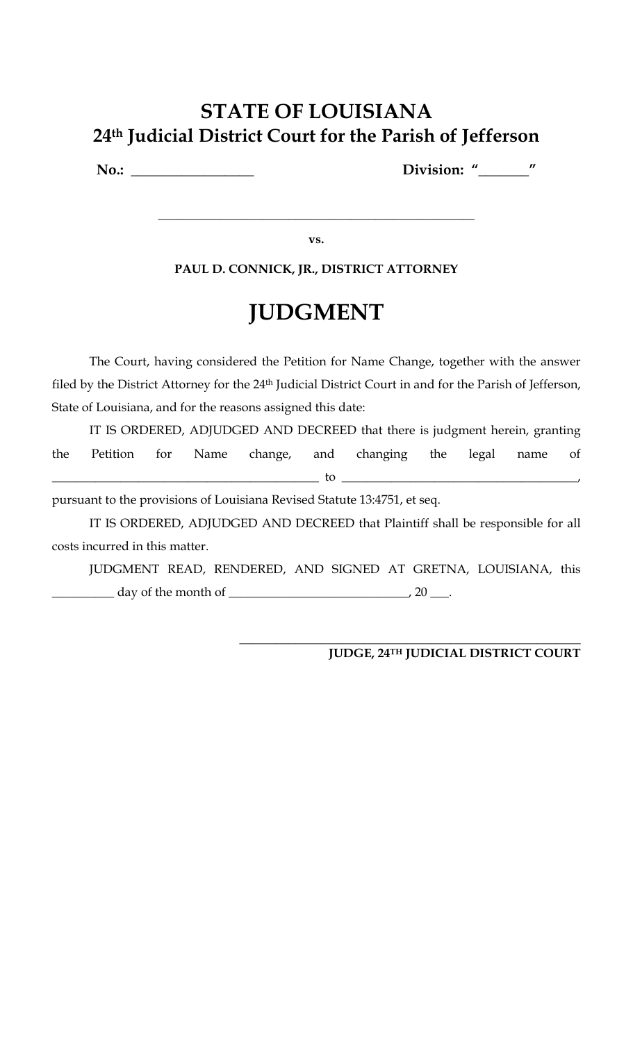# STATE OF LOUISIANA
## 24th Judicial District Court for the Parish of Jefferson

**No.: _________________** **Division: "_______"**

_______________________________________________

**vs.**

**PAUL D. CONNICK, JR., DISTRICT ATTORNEY**

# JUDGMENT

The Court, having considered the Petition for Name Change, together with the answer filed by the District Attorney for the 24th Judicial District Court in and for the Parish of Jefferson, State of Louisiana, and for the reasons assigned this date:

IT IS ORDERED, ADJUDGED AND DECREED that there is judgment herein, granting the Petition for Name change, and changing the legal name of __________________________________________ to ____________________________________, pursuant to the provisions of Louisiana Revised Statute 13:4751, et seq.

IT IS ORDERED, ADJUDGED AND DECREED that Plaintiff shall be responsible for all costs incurred in this matter.

JUDGMENT READ, RENDERED, AND SIGNED AT GRETNA, LOUISIANA, this __________ day of the month of ____________________________, 20 ___.

_______________________________________________________

**JUDGE, 24TH JUDICIAL DISTRICT COURT**